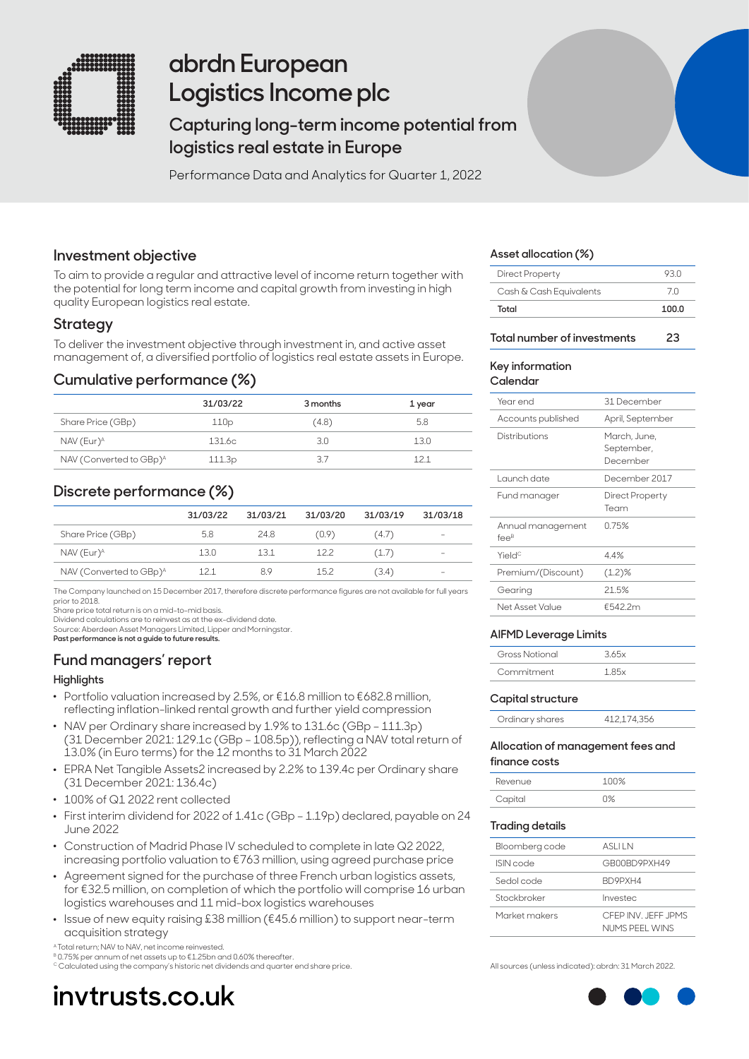# abrdn European Logistics Income plc

## Capturing long-term income potential from logistics real estate in Europe

Performance Data and Analytics for Quarter 1, 2022

## Investment objective

To aim to provide a regular and attractive level of income return together with the potential for long term income and capital growth from investing in high quality European logistics real estate.

## Strategy

To deliver the investment objective through investment in, and active asset management of, a diversified portfolio of logistics real estate assets in Europe.

## Cumulative performance (%)

| | 31/03/22 | 3 months | 1 year |
|---|---|---|---|
| Share Price (GBp) | 110p | (4.8) | 5.8 |
| NAV (Eur)[A] | 131.6c | 3.0 | 13.0 |
| NAV (Converted to GBp)[A] | 111.3p | 3.7 | 12.1 |

## Discrete performance (%)

| | 31/03/22 | 31/03/21 | 31/03/20 | 31/03/19 | 31/03/18 |
|---|---|---|---|---|---|
| Share Price (GBp) | 5.8 | 24.8 | (0.9) | (4.7) | – |
| NAV (Eur)[A] | 13.0 | 13.1 | 12.2 | (1.7) | – |
| NAV (Converted to GBp)[A] | 12.1 | 8.9 | 15.2 | (3.4) | – |

The Company launched on 15 December 2017, therefore discrete performance figures are not available for full years prior to 2018.
Share price total return is on a mid-to-mid basis.
Dividend calculations are to reinvest as at the ex-dividend date.
Source: Aberdeen Asset Managers Limited, Lipper and Morningstar.
**Past performance is not a guide to future results.**

## Fund managers' report

### Highlights

- Portfolio valuation increased by 2.5%, or €16.8 million to €682.8 million, reflecting inflation-linked rental growth and further yield compression
- NAV per Ordinary share increased by 1.9% to 131.6c (GBp – 111.3p) (31 December 2021: 129.1c (GBp – 108.5p)), reflecting a NAV total return of 13.0% (in Euro terms) for the 12 months to 31 March 2022
- EPRA Net Tangible Assets2 increased by 2.2% to 139.4c per Ordinary share (31 December 2021: 136.4c)
- 100% of Q1 2022 rent collected
- First interim dividend for 2022 of 1.41c (GBp – 1.19p) declared, payable on 24 June 2022
- Construction of Madrid Phase IV scheduled to complete in late Q2 2022, increasing portfolio valuation to €763 million, using agreed purchase price
- Agreement signed for the purchase of three French urban logistics assets, for €32.5 million, on completion of which the portfolio will comprise 16 urban logistics warehouses and 11 mid-box logistics warehouses
- Issue of new equity raising £38 million (€45.6 million) to support near-term acquisition strategy

[A] Total return; NAV to NAV, net income reinvested.
[B] 0.75% per annum of net assets up to €1.25bn and 0.60% thereafter.
[C] Calculated using the company's historic net dividends and quarter end share price.

## Asset allocation (%)

| | |
|---|---|
| Direct Property | 93.0 |
| Cash & Cash Equivalents | 7.0 |
| **Total** | **100.0** |

## Total number of investments 23

## Key information

### Calendar

| | |
|---|---|
| Year end | 31 December |
| Accounts published | April, September |
| Distributions | March, June, September, December |
| Launch date | December 2017 |
| Fund manager | Direct Property Team |
| Annual management fee[B] | 0.75% |
| Yield[C] | 4.4% |
| Premium/(Discount) | (1.2)% |
| Gearing | 21.5% |
| Net Asset Value | €542.2m |

## AIFMD Leverage Limits

| | |
|---|---|
| Gross Notional | 3.65x |
| Commitment | 1.85x |

## Capital structure

| | |
|---|---|
| Ordinary shares | 412,174,356 |

## Allocation of management fees and finance costs

| | |
|---|---|
| Revenue | 100% |
| Capital | 0% |

## Trading details

| | |
|---|---|
| Bloomberg code | ASLI LN |
| ISIN code | GB00BD9PXH49 |
| Sedol code | BD9PXH4 |
| Stockbroker | Investec |
| Market makers | CFEP INV. JEFF JPMS NUMS PEEL WINS |

All sources (unless indicated): abrdn: 31 March 2022.

invtrusts.co.uk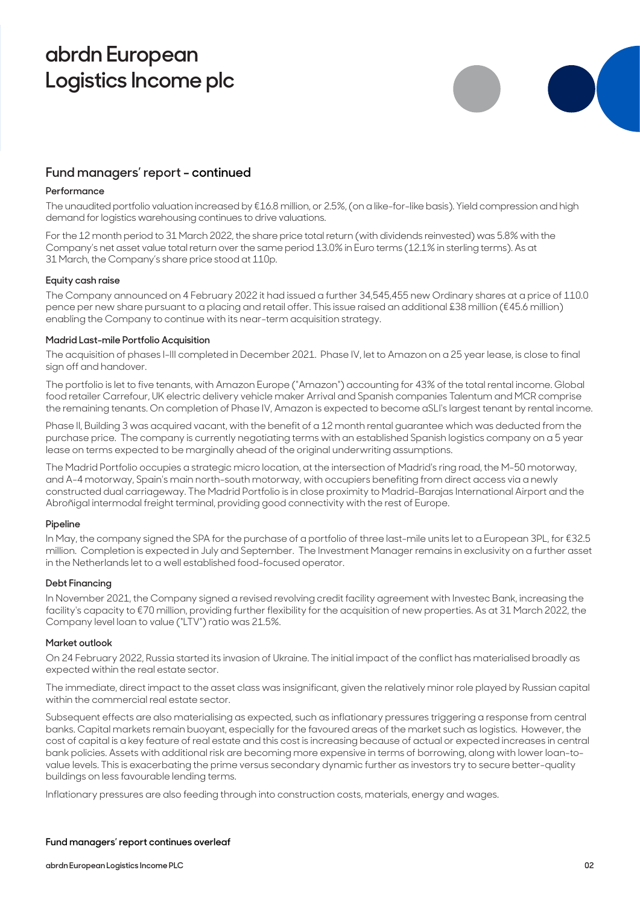## Fund managers' report - continued

**Performance**

The unaudited portfolio valuation increased by €16.8 million, or 2.5%, (on a like-for-like basis). Yield compression and high demand for logistics warehousing continues to drive valuations.

For the 12 month period to 31 March 2022, the share price total return (with dividends reinvested) was 5.8% with the Company's net asset value total return over the same period 13.0% in Euro terms (12.1% in sterling terms). As at 31 March, the Company's share price stood at 110p.

**Equity cash raise**

The Company announced on 4 February 2022 it had issued a further 34,545,455 new Ordinary shares at a price of 110.0 pence per new share pursuant to a placing and retail offer. This issue raised an additional £38 million (€45.6 million) enabling the Company to continue with its near-term acquisition strategy.

**Madrid Last-mile Portfolio Acquisition**

The acquisition of phases I-III completed in December 2021. Phase IV, let to Amazon on a 25 year lease, is close to final sign off and handover.

The portfolio is let to five tenants, with Amazon Europe ("Amazon") accounting for 43% of the total rental income. Global food retailer Carrefour, UK electric delivery vehicle maker Arrival and Spanish companies Talentum and MCR comprise the remaining tenants. On completion of Phase IV, Amazon is expected to become aSLI's largest tenant by rental income.

Phase II, Building 3 was acquired vacant, with the benefit of a 12 month rental guarantee which was deducted from the purchase price. The company is currently negotiating terms with an established Spanish logistics company on a 5 year lease on terms expected to be marginally ahead of the original underwriting assumptions.

The Madrid Portfolio occupies a strategic micro location, at the intersection of Madrid's ring road, the M-50 motorway, and A-4 motorway, Spain's main north-south motorway, with occupiers benefiting from direct access via a newly constructed dual carriageway. The Madrid Portfolio is in close proximity to Madrid-Barajas International Airport and the Abroñigal intermodal freight terminal, providing good connectivity with the rest of Europe.

**Pipeline**

In May, the company signed the SPA for the purchase of a portfolio of three last-mile units let to a European 3PL, for €32.5 million. Completion is expected in July and September. The Investment Manager remains in exclusivity on a further asset in the Netherlands let to a well established food-focused operator.

**Debt Financing**

In November 2021, the Company signed a revised revolving credit facility agreement with Investec Bank, increasing the facility's capacity to €70 million, providing further flexibility for the acquisition of new properties. As at 31 March 2022, the Company level loan to value ("LTV") ratio was 21.5%.

**Market outlook**

On 24 February 2022, Russia started its invasion of Ukraine. The initial impact of the conflict has materialised broadly as expected within the real estate sector.

The immediate, direct impact to the asset class was insignificant, given the relatively minor role played by Russian capital within the commercial real estate sector.

Subsequent effects are also materialising as expected, such as inflationary pressures triggering a response from central banks. Capital markets remain buoyant, especially for the favoured areas of the market such as logistics. However, the cost of capital is a key feature of real estate and this cost is increasing because of actual or expected increases in central bank policies. Assets with additional risk are becoming more expensive in terms of borrowing, along with lower loan-to-value levels. This is exacerbating the prime versus secondary dynamic further as investors try to secure better-quality buildings on less favourable lending terms.

Inflationary pressures are also feeding through into construction costs, materials, energy and wages.

**Fund managers' report continues overleaf**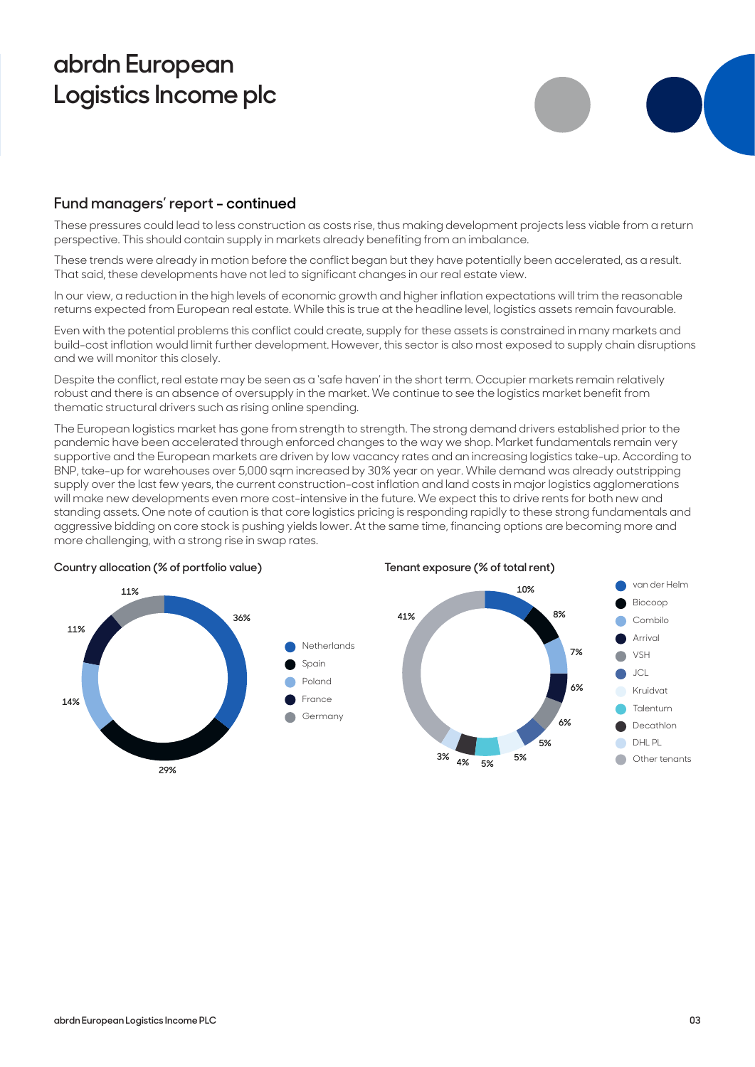# abrdn European Logistics Income plc

## Fund managers' report – continued

These pressures could lead to less construction as costs rise, thus making development projects less viable from a return perspective. This should contain supply in markets already benefiting from an imbalance.

These trends were already in motion before the conflict began but they have potentially been accelerated, as a result. That said, these developments have not led to significant changes in our real estate view.

In our view, a reduction in the high levels of economic growth and higher inflation expectations will trim the reasonable returns expected from European real estate. While this is true at the headline level, logistics assets remain favourable.

Even with the potential problems this conflict could create, supply for these assets is constrained in many markets and build-cost inflation would limit further development. However, this sector is also most exposed to supply chain disruptions and we will monitor this closely.

Despite the conflict, real estate may be seen as a 'safe haven' in the short term. Occupier markets remain relatively robust and there is an absence of oversupply in the market. We continue to see the logistics market benefit from thematic structural drivers such as rising online spending.

The European logistics market has gone from strength to strength. The strong demand drivers established prior to the pandemic have been accelerated through enforced changes to the way we shop. Market fundamentals remain very supportive and the European markets are driven by low vacancy rates and an increasing logistics take-up. According to BNP, take-up for warehouses over 5,000 sqm increased by 30% year on year. While demand was already outstripping supply over the last few years, the current construction-cost inflation and land costs in major logistics agglomerations will make new developments even more cost-intensive in the future. We expect this to drive rents for both new and standing assets. One note of caution is that core logistics pricing is responding rapidly to these strong fundamentals and aggressive bidding on core stock is pushing yields lower. At the same time, financing options are becoming more and more challenging, with a strong rise in swap rates.

**Country allocation (% of portfolio value)**

| Country | % |
| --- | --- |
| Netherlands | 36% |
| Spain | 29% |
| Poland | 14% |
| France | 11% |
| Germany | 11% |

**Tenant exposure (% of total rent)**

| Tenant | % |
| --- | --- |
| van der Helm | 10% |
| Biocoop | 8% |
| Combilo | 7% |
| Arrival | 6% |
| VSH | 6% |
| JCL | 5% |
| Kruidvat | 5% |
| Talentum | 5% |
| Decathlon | 4% |
| DHL PL | 3% |
| Other tenants | 41% |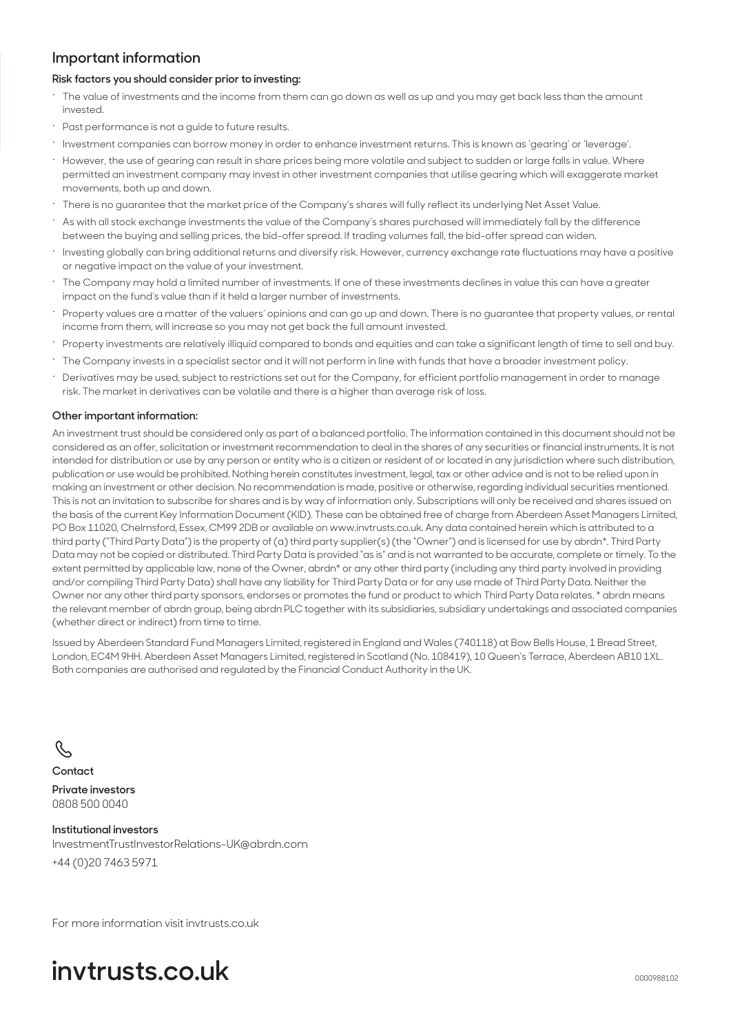## Important information

**Risk factors you should consider prior to investing:**

- The value of investments and the income from them can go down as well as up and you may get back less than the amount invested.
- Past performance is not a guide to future results.
- Investment companies can borrow money in order to enhance investment returns. This is known as 'gearing' or 'leverage'.
- However, the use of gearing can result in share prices being more volatile and subject to sudden or large falls in value. Where permitted an investment company may invest in other investment companies that utilise gearing which will exaggerate market movements, both up and down.
- There is no guarantee that the market price of the Company's shares will fully reflect its underlying Net Asset Value.
- As with all stock exchange investments the value of the Company's shares purchased will immediately fall by the difference between the buying and selling prices, the bid-offer spread. If trading volumes fall, the bid-offer spread can widen.
- Investing globally can bring additional returns and diversify risk. However, currency exchange rate fluctuations may have a positive or negative impact on the value of your investment.
- The Company may hold a limited number of investments. If one of these investments declines in value this can have a greater impact on the fund's value than if it held a larger number of investments.
- Property values are a matter of the valuers' opinions and can go up and down. There is no guarantee that property values, or rental income from them, will increase so you may not get back the full amount invested.
- Property investments are relatively illiquid compared to bonds and equities and can take a significant length of time to sell and buy.
- The Company invests in a specialist sector and it will not perform in line with funds that have a broader investment policy.
- Derivatives may be used, subject to restrictions set out for the Company, for efficient portfolio management in order to manage risk. The market in derivatives can be volatile and there is a higher than average risk of loss.

**Other important information:**

An investment trust should be considered only as part of a balanced portfolio. The information contained in this document should not be considered as an offer, solicitation or investment recommendation to deal in the shares of any securities or financial instruments. It is not intended for distribution or use by any person or entity who is a citizen or resident of or located in any jurisdiction where such distribution, publication or use would be prohibited. Nothing herein constitutes investment, legal, tax or other advice and is not to be relied upon in making an investment or other decision. No recommendation is made, positive or otherwise, regarding individual securities mentioned. This is not an invitation to subscribe for shares and is by way of information only. Subscriptions will only be received and shares issued on the basis of the current Key Information Document (KID). These can be obtained free of charge from Aberdeen Asset Managers Limited, PO Box 11020, Chelmsford, Essex, CM99 2DB or available on www.invtrusts.co.uk. Any data contained herein which is attributed to a third party ("Third Party Data") is the property of (a) third party supplier(s) (the "Owner") and is licensed for use by abrdn*. Third Party Data may not be copied or distributed. Third Party Data is provided "as is" and is not warranted to be accurate, complete or timely. To the extent permitted by applicable law, none of the Owner, abrdn* or any other third party (including any third party involved in providing and/or compiling Third Party Data) shall have any liability for Third Party Data or for any use made of Third Party Data. Neither the Owner nor any other third party sponsors, endorses or promotes the fund or product to which Third Party Data relates. * abrdn means the relevant member of abrdn group, being abrdn PLC together with its subsidiaries, subsidiary undertakings and associated companies (whether direct or indirect) from time to time.

Issued by Aberdeen Standard Fund Managers Limited, registered in England and Wales (740118) at Bow Bells House, 1 Bread Street, London, EC4M 9HH. Aberdeen Asset Managers Limited, registered in Scotland (No. 108419), 10 Queen's Terrace, Aberdeen AB10 1XL. Both companies are authorised and regulated by the Financial Conduct Authority in the UK.

**Contact**

**Private investors**
0808 500 0040

**Institutional investors**
InvestmentTrustInvestorRelations-UK@abrdn.com
+44 (0)20 7463 5971

For more information visit invtrusts.co.uk

# invtrusts.co.uk

0000988102